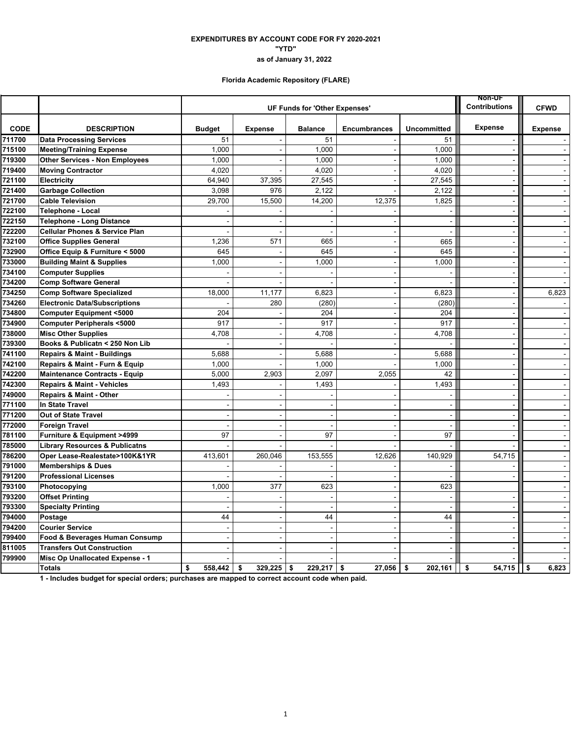**EXPENDITURES BY ACCOUNT CODE FOR FY 2020-2021**

**"YTD"**

**as of January 31, 2022**

**Florida Academic Repository (FLARE)**

| | | UF Funds for 'Other Expenses' | | | | | Non-UF Contributions | CFWD |
|---|---|---|---|---|---|---|---|---|
| **CODE** | **DESCRIPTION** | **Budget** | **Expense** | **Balance** | **Encumbrances** | **Uncommitted** | **Expense** | **Expense** |
| 711700 | Data Processing Services | 51 | - | 51 | - | 51 | - | - |
| 715100 | Meeting/Training Expense | 1,000 | - | 1,000 | - | 1,000 | - | - |
| 719300 | Other Services - Non Employees | 1,000 | - | 1,000 | - | 1,000 | - | - |
| 719400 | Moving Contractor | 4,020 | - | 4,020 | - | 4,020 | - | - |
| 721100 | Electricity | 64,940 | 37,395 | 27,545 | - | 27,545 | - | - |
| 721400 | Garbage Collection | 3,098 | 976 | 2,122 | - | 2,122 | - | - |
| 721700 | Cable Television | 29,700 | 15,500 | 14,200 | 12,375 | 1,825 | - | - |
| 722100 | Telephone - Local | - | - | - | - | - | - | - |
| 722150 | Telephone - Long Distance | - | - | - | - | - | - | - |
| 722200 | Cellular Phones & Service Plan | - | - | - | - | - | - | - |
| 732100 | Office Supplies General | 1,236 | 571 | 665 | - | 665 | - | - |
| 732900 | Office Equip & Furniture < 5000 | 645 | - | 645 | - | 645 | - | - |
| 733000 | Building Maint & Supplies | 1,000 | - | 1,000 | - | 1,000 | - | - |
| 734100 | Computer Supplies | - | - | - | - | - | - | - |
| 734200 | Comp Software General | - | - | - | - | - | - | - |
| 734250 | Comp Software Specialized | 18,000 | 11,177 | 6,823 | - | 6,823 | - | 6,823 |
| 734260 | Electronic Data/Subscriptions | - | 280 | (280) | - | (280) | - | - |
| 734800 | Computer Equipment <5000 | 204 | - | 204 | - | 204 | - | - |
| 734900 | Computer Peripherals <5000 | 917 | - | 917 | - | 917 | - | - |
| 738000 | Misc Other Supplies | 4,708 | - | 4,708 | - | 4,708 | - | - |
| 739300 | Books & Publicatn < 250 Non Lib | - | - | - | - | - | - | - |
| 741100 | Repairs & Maint - Buildings | 5,688 | - | 5,688 | - | 5,688 | - | - |
| 742100 | Repairs & Maint - Furn & Equip | 1,000 | - | 1,000 | - | 1,000 | - | - |
| 742200 | Maintenance Contracts - Equip | 5,000 | 2,903 | 2,097 | 2,055 | 42 | - | - |
| 742300 | Repairs & Maint - Vehicles | 1,493 | - | 1,493 | - | 1,493 | - | - |
| 749000 | Repairs & Maint - Other | - | - | - | - | - | - | - |
| 771100 | In State Travel | - | - | - | - | - | - | - |
| 771200 | Out of State Travel | - | - | - | - | - | - | - |
| 772000 | Foreign Travel | - | - | - | - | - | - | - |
| 781100 | Furniture & Equipment >4999 | 97 | - | 97 | - | 97 | - | - |
| 785000 | Library Resources & Publicatns | - | - | - | - | - | - | - |
| 786200 | Oper Lease-Realestate>100K&1YR | 413,601 | 260,046 | 153,555 | 12,626 | 140,929 | 54,715 | - |
| 791000 | Memberships & Dues | - | - | - | - | - | - | - |
| 791200 | Professional Licenses | - | - | - | - | - | - | - |
| 793100 | Photocopying | 1,000 | 377 | 623 | - | 623 | | - |
| 793200 | Offset Printing | - | - | - | - | - | - | - |
| 793300 | Specialty Printing | - | - | - | - | - | - | - |
| 794000 | Postage | 44 | - | 44 | - | 44 | - | - |
| 794200 | Courier Service | - | - | - | - | - | - | - |
| 799400 | Food & Beverages Human Consump | - | - | - | - | - | - | - |
| 811005 | Transfers Out Construction | - | - | - | - | - | - | - |
| 799900 | Misc Op Unallocated Expense - 1 | - | - | - | - | - | - | - |
| | **Totals** | **$ 558,442** | **$ 329,225** | **$ 229,217** | **$ 27,056** | **$ 202,161** | **$ 54,715** | **$ 6,823** |

**1 - Includes budget for special orders; purchases are mapped to correct account code when paid.**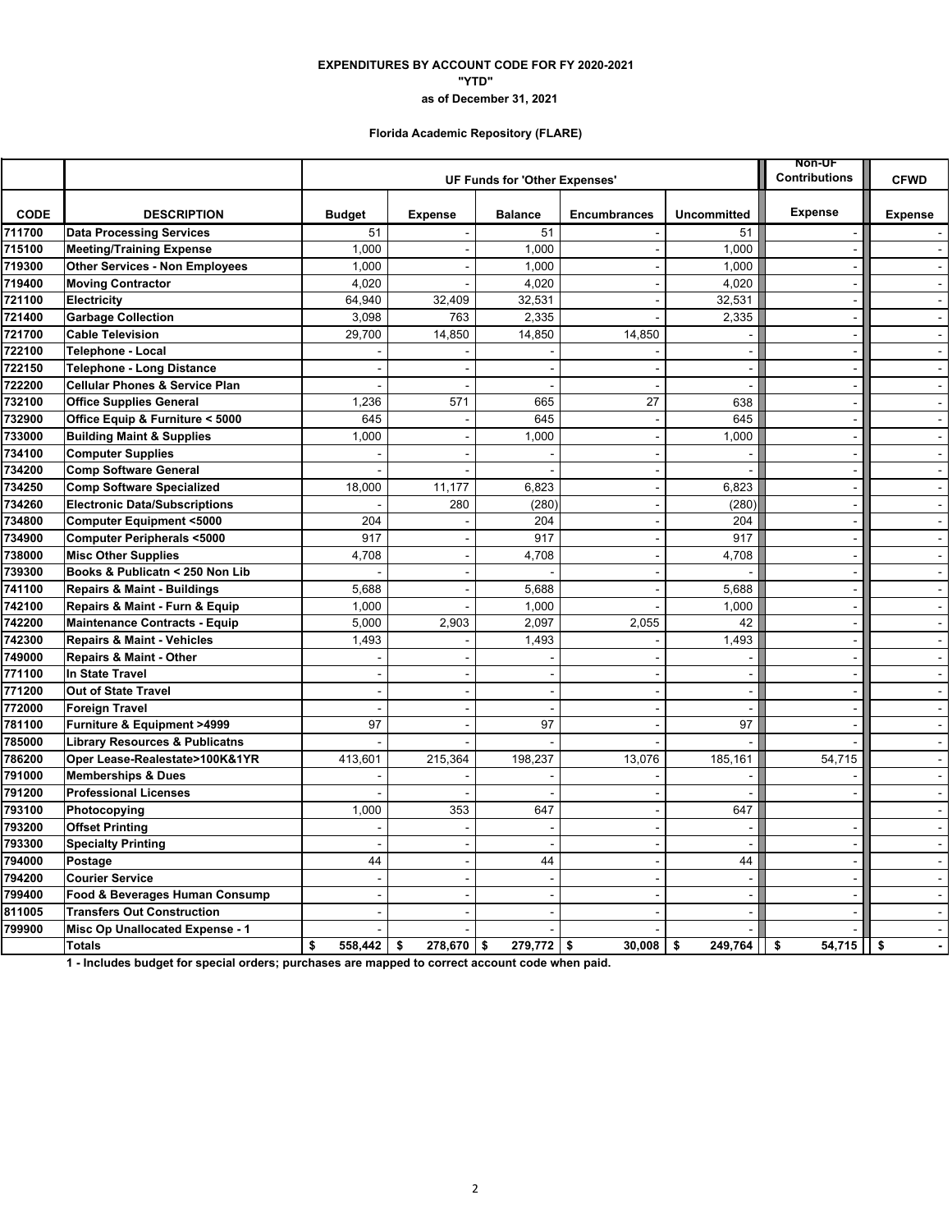**EXPENDITURES BY ACCOUNT CODE FOR FY 2020-2021**
**"YTD"**
**as of December 31, 2021**

**Florida Academic Repository (FLARE)**

| | | UF Funds for 'Other Expenses' | | | | | Non-UF Contributions | CFWD |
|---|---|---|---|---|---|---|---|---|
| **CODE** | **DESCRIPTION** | **Budget** | **Expense** | **Balance** | **Encumbrances** | **Uncommitted** | **Expense** | **Expense** |
| 711700 | Data Processing Services | 51 | - | 51 | - | 51 | - | - |
| 715100 | Meeting/Training Expense | 1,000 | - | 1,000 | - | 1,000 | - | - |
| 719300 | Other Services - Non Employees | 1,000 | - | 1,000 | - | 1,000 | - | - |
| 719400 | Moving Contractor | 4,020 | - | 4,020 | - | 4,020 | - | - |
| 721100 | Electricity | 64,940 | 32,409 | 32,531 | - | 32,531 | - | - |
| 721400 | Garbage Collection | 3,098 | 763 | 2,335 | - | 2,335 | - | - |
| 721700 | Cable Television | 29,700 | 14,850 | 14,850 | 14,850 | - | - | - |
| 722100 | Telephone - Local | - | - | - | - | - | - | - |
| 722150 | Telephone - Long Distance | - | - | - | - | - | - | - |
| 722200 | Cellular Phones & Service Plan | - | - | - | - | - | - | - |
| 732100 | Office Supplies General | 1,236 | 571 | 665 | 27 | 638 | - | - |
| 732900 | Office Equip & Furniture < 5000 | 645 | - | 645 | - | 645 | - | - |
| 733000 | Building Maint & Supplies | 1,000 | - | 1,000 | - | 1,000 | - | - |
| 734100 | Computer Supplies | - | - | - | - | - | - | - |
| 734200 | Comp Software General | - | - | - | - | - | - | - |
| 734250 | Comp Software Specialized | 18,000 | 11,177 | 6,823 | - | 6,823 | - | - |
| 734260 | Electronic Data/Subscriptions | - | 280 | (280) | - | (280) | - | - |
| 734800 | Computer Equipment <5000 | 204 | - | 204 | - | 204 | - | - |
| 734900 | Computer Peripherals <5000 | 917 | - | 917 | - | 917 | - | - |
| 738000 | Misc Other Supplies | 4,708 | - | 4,708 | - | 4,708 | - | - |
| 739300 | Books & Publicatn < 250 Non Lib | - | - | - | - | - | - | - |
| 741100 | Repairs & Maint - Buildings | 5,688 | - | 5,688 | - | 5,688 | - | - |
| 742100 | Repairs & Maint - Furn & Equip | 1,000 | - | 1,000 | - | 1,000 | - | - |
| 742200 | Maintenance Contracts - Equip | 5,000 | 2,903 | 2,097 | 2,055 | 42 | - | - |
| 742300 | Repairs & Maint - Vehicles | 1,493 | - | 1,493 | - | 1,493 | - | - |
| 749000 | Repairs & Maint - Other | - | - | - | - | - | - | - |
| 771100 | In State Travel | - | - | - | - | - | - | - |
| 771200 | Out of State Travel | - | - | - | - | - | - | - |
| 772000 | Foreign Travel | - | - | - | - | - | - | - |
| 781100 | Furniture & Equipment >4999 | 97 | - | 97 | - | 97 | - | - |
| 785000 | Library Resources & Publicatns | - | - | - | - | - | - | - |
| 786200 | Oper Lease-Realestate>100K&1YR | 413,601 | 215,364 | 198,237 | 13,076 | 185,161 | 54,715 | - |
| 791000 | Memberships & Dues | - | - | - | - | - | - | - |
| 791200 | Professional Licenses | - | - | - | - | - | - | - |
| 793100 | Photocopying | 1,000 | 353 | 647 | - | 647 | | - |
| 793200 | Offset Printing | - | - | - | - | - | - | - |
| 793300 | Specialty Printing | - | - | - | - | - | - | - |
| 794000 | Postage | 44 | - | 44 | - | 44 | - | - |
| 794200 | Courier Service | - | - | - | - | - | - | - |
| 799400 | Food & Beverages Human Consump | - | - | - | - | - | - | - |
| 811005 | Transfers Out Construction | - | - | - | - | - | - | - |
| 799900 | Misc Op Unallocated Expense - 1 | - | - | - | - | - | - | - |
| | **Totals** | **$ 558,442** | **$ 278,670** | **$ 279,772** | **$ 30,008** | **$ 249,764** | **$ 54,715** | **$ -** |

**1 - Includes budget for special orders; purchases are mapped to correct account code when paid.**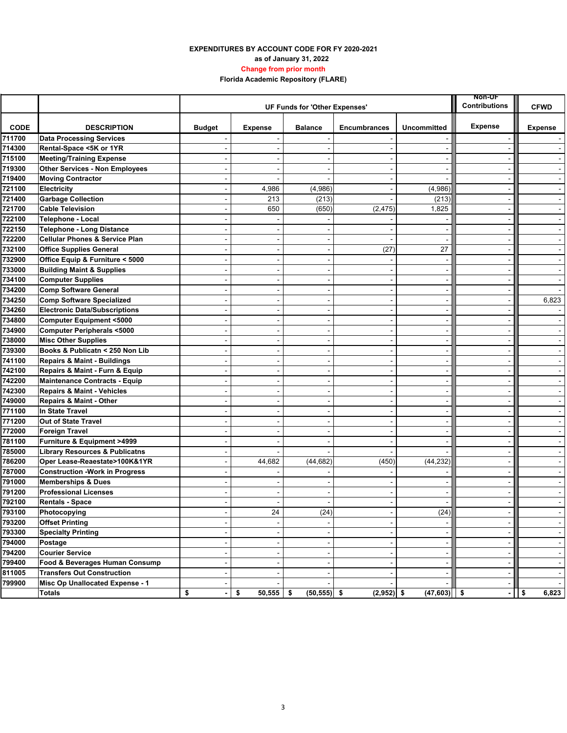**EXPENDITURES BY ACCOUNT CODE FOR FY 2020-2021**

**as of January 31, 2022**

**Change from prior month**

**Florida Academic Repository (FLARE)**

| | | UF Funds for 'Other Expenses' | | | | | Non-UF Contributions | CFWD |
|---|---|---|---|---|---|---|---|---|
| CODE | DESCRIPTION | Budget | Expense | Balance | Encumbrances | Uncommitted | Expense | Expense |
| 711700 | Data Processing Services | - | - | - | - | - | - | - |
| 714300 | Rental-Space <5K or 1YR | - | - | - | - | - | - | - |
| 715100 | Meeting/Training Expense | - | - | - | - | - | - | - |
| 719300 | Other Services - Non Employees | - | - | - | - | - | - | - |
| 719400 | Moving Contractor | - | - | - | - | - | - | - |
| 721100 | Electricity | - | 4,986 | (4,986) | - | (4,986) | - | - |
| 721400 | Garbage Collection | - | 213 | (213) | - | (213) | - | - |
| 721700 | Cable Television | - | 650 | (650) | (2,475) | 1,825 | - | - |
| 722100 | Telephone - Local | - | - | - | - | - | - | - |
| 722150 | Telephone - Long Distance | - | - | - | - | - | - | - |
| 722200 | Cellular Phones & Service Plan | - | - | - | - | - | - | - |
| 732100 | Office Supplies General | - | - | - | (27) | 27 | - | - |
| 732900 | Office Equip & Furniture < 5000 | - | - | - | - | - | - | - |
| 733000 | Building Maint & Supplies | - | - | - | - | - | - | - |
| 734100 | Computer Supplies | - | - | - | - | - | - | - |
| 734200 | Comp Software General | - | - | - | - | - | - | - |
| 734250 | Comp Software Specialized | - | - | - | - | - | - | 6,823 |
| 734260 | Electronic Data/Subscriptions | - | - | - | - | - | - | - |
| 734800 | Computer Equipment <5000 | - | - | - | - | - | - | - |
| 734900 | Computer Peripherals <5000 | - | - | - | - | - | - | - |
| 738000 | Misc Other Supplies | - | - | - | - | - | - | - |
| 739300 | Books & Publicatn < 250 Non Lib | - | - | - | - | - | - | - |
| 741100 | Repairs & Maint - Buildings | - | - | - | - | - | - | - |
| 742100 | Repairs & Maint - Furn & Equip | - | - | - | - | - | - | - |
| 742200 | Maintenance Contracts - Equip | - | - | - | - | - | - | - |
| 742300 | Repairs & Maint - Vehicles | - | - | - | - | - | - | - |
| 749000 | Repairs & Maint - Other | - | - | - | - | - | - | - |
| 771100 | In State Travel | - | - | - | - | - | - | - |
| 771200 | Out of State Travel | - | - | - | - | - | - | - |
| 772000 | Foreign Travel | - | - | - | - | - | - | - |
| 781100 | Furniture & Equipment >4999 | - | - | - | - | - | - | - |
| 785000 | Library Resources & Publicatns | - | - | - | - | - | - | - |
| 786200 | Oper Lease-Reaestate>100K&1YR | - | 44,682 | (44,682) | (450) | (44,232) | - | - |
| 787000 | Construction -Work in Progress | - | - | - | - | - | - | - |
| 791000 | Memberships & Dues | - | - | - | - | - | - | - |
| 791200 | Professional Licenses | - | - | - | - | - | - | - |
| 792100 | Rentals - Space | - | - | - | - | - | - | - |
| 793100 | Photocopying | - | 24 | (24) | - | (24) | - | - |
| 793200 | Offset Printing | - | - | - | - | - | - | - |
| 793300 | Specialty Printing | - | - | - | - | - | - | - |
| 794000 | Postage | - | - | - | - | - | - | - |
| 794200 | Courier Service | - | - | - | - | - | - | - |
| 799400 | Food & Beverages Human Consump | - | - | - | - | - | - | - |
| 811005 | Transfers Out Construction | - | - | - | - | - | - | - |
| 799900 | Misc Op Unallocated Expense - 1 | - | - | - | - | - | - | - |
| | **Totals** | **$ -** | **$ 50,555** | **$ (50,555)** | **$ (2,952)** | **$ (47,603)** | **$ -** | **$ 6,823** |